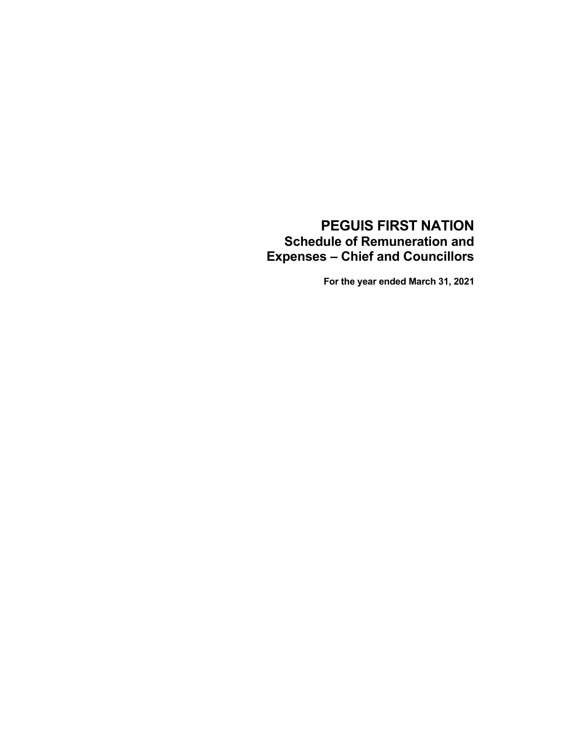# PEGUIS FIRST NATION

## Schedule of Remuneration and Expenses – Chief and Councillors

**For the year ended March 31, 2021**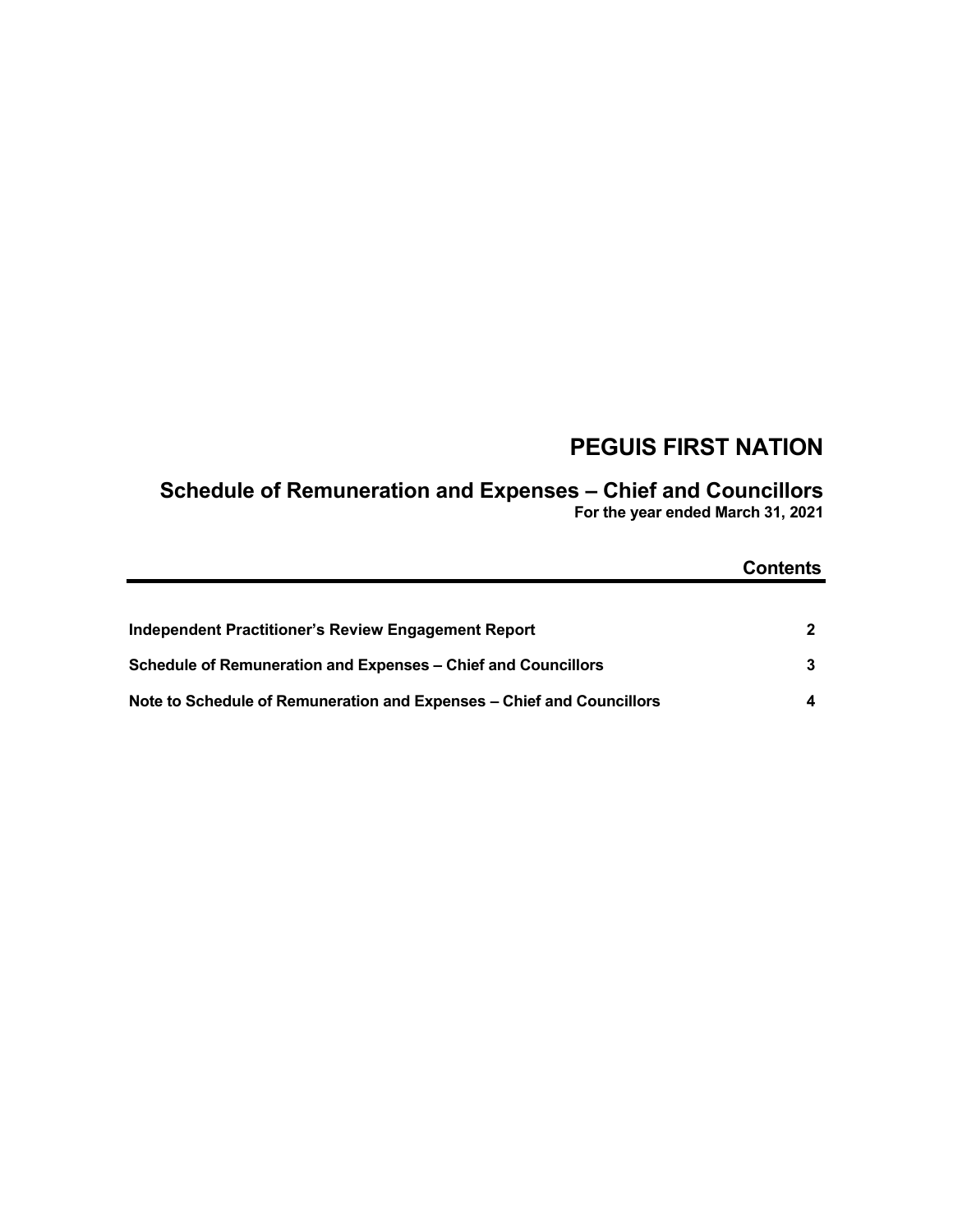# PEGUIS FIRST NATION

## Schedule of Remuneration and Expenses – Chief and Councillors

**For the year ended March 31, 2021**

### Contents

| | |
|---|---|
| **Independent Practitioner's Review Engagement Report** | **2** |
| **Schedule of Remuneration and Expenses – Chief and Councillors** | **3** |
| **Note to Schedule of Remuneration and Expenses – Chief and Councillors** | **4** |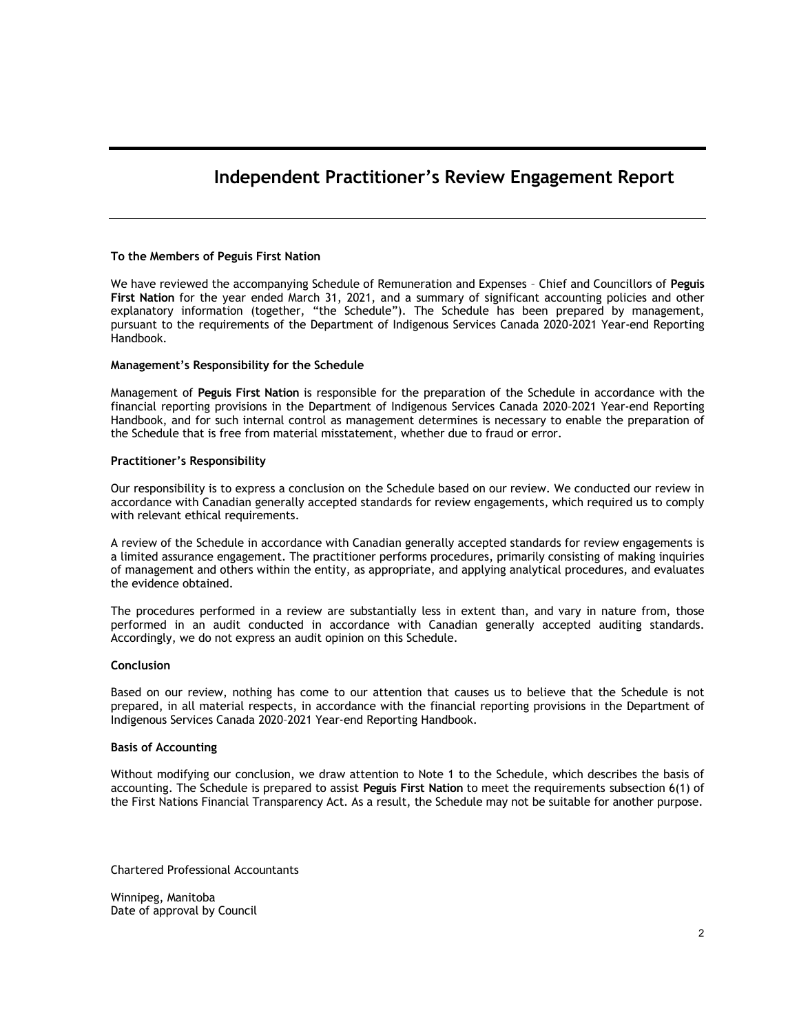# Independent Practitioner's Review Engagement Report

**To the Members of Peguis First Nation**

We have reviewed the accompanying Schedule of Remuneration and Expenses – Chief and Councillors of **Peguis First Nation** for the year ended March 31, 2021, and a summary of significant accounting policies and other explanatory information (together, "the Schedule"). The Schedule has been prepared by management, pursuant to the requirements of the Department of Indigenous Services Canada 2020-2021 Year-end Reporting Handbook.

**Management's Responsibility for the Schedule**

Management of **Peguis First Nation** is responsible for the preparation of the Schedule in accordance with the financial reporting provisions in the Department of Indigenous Services Canada 2020–2021 Year-end Reporting Handbook, and for such internal control as management determines is necessary to enable the preparation of the Schedule that is free from material misstatement, whether due to fraud or error.

**Practitioner's Responsibility**

Our responsibility is to express a conclusion on the Schedule based on our review. We conducted our review in accordance with Canadian generally accepted standards for review engagements, which required us to comply with relevant ethical requirements.

A review of the Schedule in accordance with Canadian generally accepted standards for review engagements is a limited assurance engagement. The practitioner performs procedures, primarily consisting of making inquiries of management and others within the entity, as appropriate, and applying analytical procedures, and evaluates the evidence obtained.

The procedures performed in a review are substantially less in extent than, and vary in nature from, those performed in an audit conducted in accordance with Canadian generally accepted auditing standards. Accordingly, we do not express an audit opinion on this Schedule.

**Conclusion**

Based on our review, nothing has come to our attention that causes us to believe that the Schedule is not prepared, in all material respects, in accordance with the financial reporting provisions in the Department of Indigenous Services Canada 2020–2021 Year-end Reporting Handbook.

**Basis of Accounting**

Without modifying our conclusion, we draw attention to Note 1 to the Schedule, which describes the basis of accounting. The Schedule is prepared to assist **Peguis First Nation** to meet the requirements subsection 6(1) of the First Nations Financial Transparency Act. As a result, the Schedule may not be suitable for another purpose.

Chartered Professional Accountants

Winnipeg, Manitoba
Date of approval by Council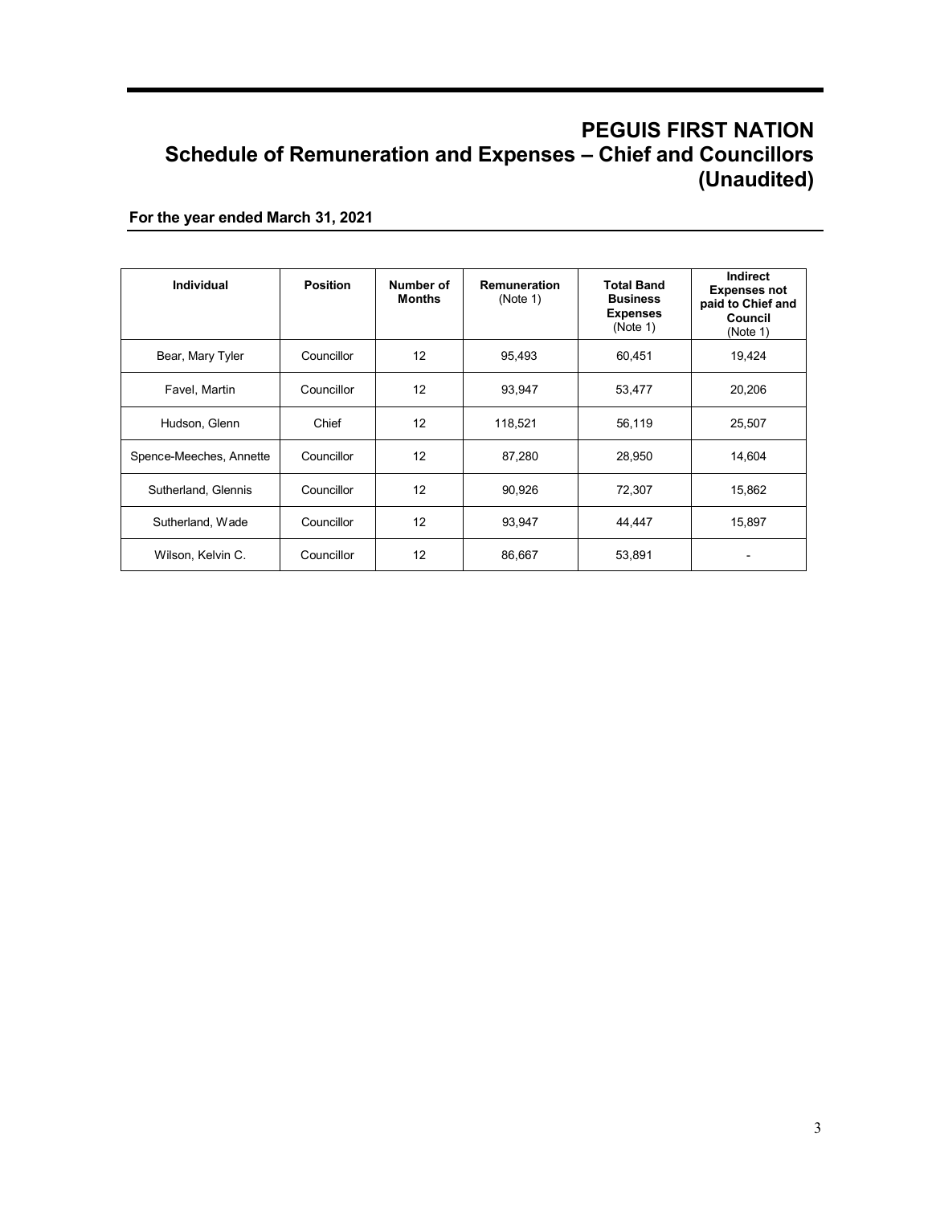# PEGUIS FIRST NATION
## Schedule of Remuneration and Expenses – Chief and Councillors (Unaudited)

**For the year ended March 31, 2021**

| Individual | Position | Number of Months | Remuneration (Note 1) | Total Band Business Expenses (Note 1) | Indirect Expenses not paid to Chief and Council (Note 1) |
|---|---|---|---|---|---|
| Bear, Mary Tyler | Councillor | 12 | 95,493 | 60,451 | 19,424 |
| Favel, Martin | Councillor | 12 | 93,947 | 53,477 | 20,206 |
| Hudson, Glenn | Chief | 12 | 118,521 | 56,119 | 25,507 |
| Spence-Meeches, Annette | Councillor | 12 | 87,280 | 28,950 | 14,604 |
| Sutherland, Glennis | Councillor | 12 | 90,926 | 72,307 | 15,862 |
| Sutherland, Wade | Councillor | 12 | 93,947 | 44,447 | 15,897 |
| Wilson, Kelvin C. | Councillor | 12 | 86,667 | 53,891 | - |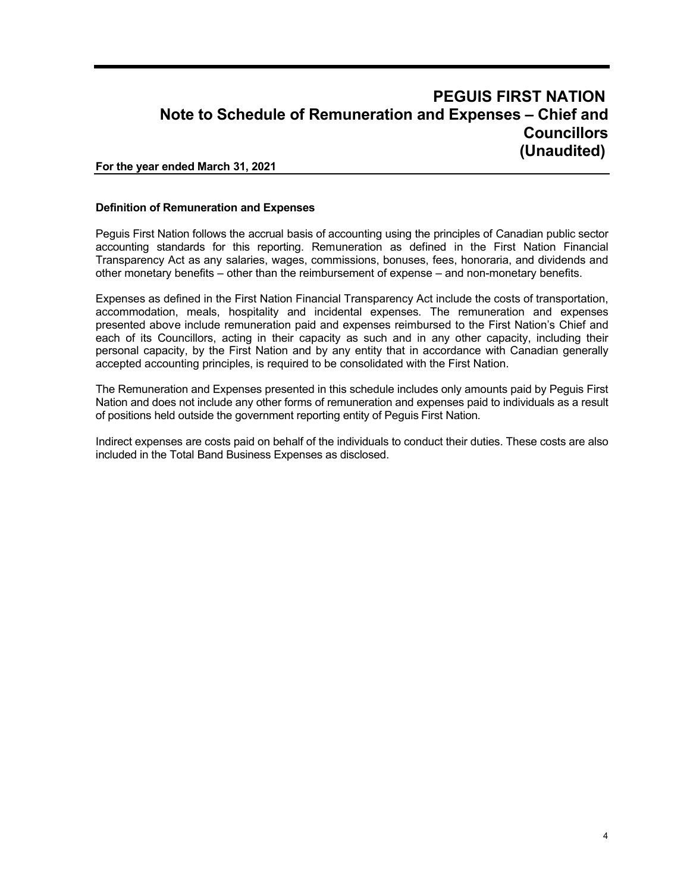# PEGUIS FIRST NATION
## Note to Schedule of Remuneration and Expenses – Chief and Councillors (Unaudited)

**For the year ended March 31, 2021**

**Definition of Remuneration and Expenses**

Peguis First Nation follows the accrual basis of accounting using the principles of Canadian public sector accounting standards for this reporting. Remuneration as defined in the First Nation Financial Transparency Act as any salaries, wages, commissions, bonuses, fees, honoraria, and dividends and other monetary benefits – other than the reimbursement of expense – and non-monetary benefits.

Expenses as defined in the First Nation Financial Transparency Act include the costs of transportation, accommodation, meals, hospitality and incidental expenses. The remuneration and expenses presented above include remuneration paid and expenses reimbursed to the First Nation's Chief and each of its Councillors, acting in their capacity as such and in any other capacity, including their personal capacity, by the First Nation and by any entity that in accordance with Canadian generally accepted accounting principles, is required to be consolidated with the First Nation.

The Remuneration and Expenses presented in this schedule includes only amounts paid by Peguis First Nation and does not include any other forms of remuneration and expenses paid to individuals as a result of positions held outside the government reporting entity of Peguis First Nation.

Indirect expenses are costs paid on behalf of the individuals to conduct their duties. These costs are also included in the Total Band Business Expenses as disclosed.